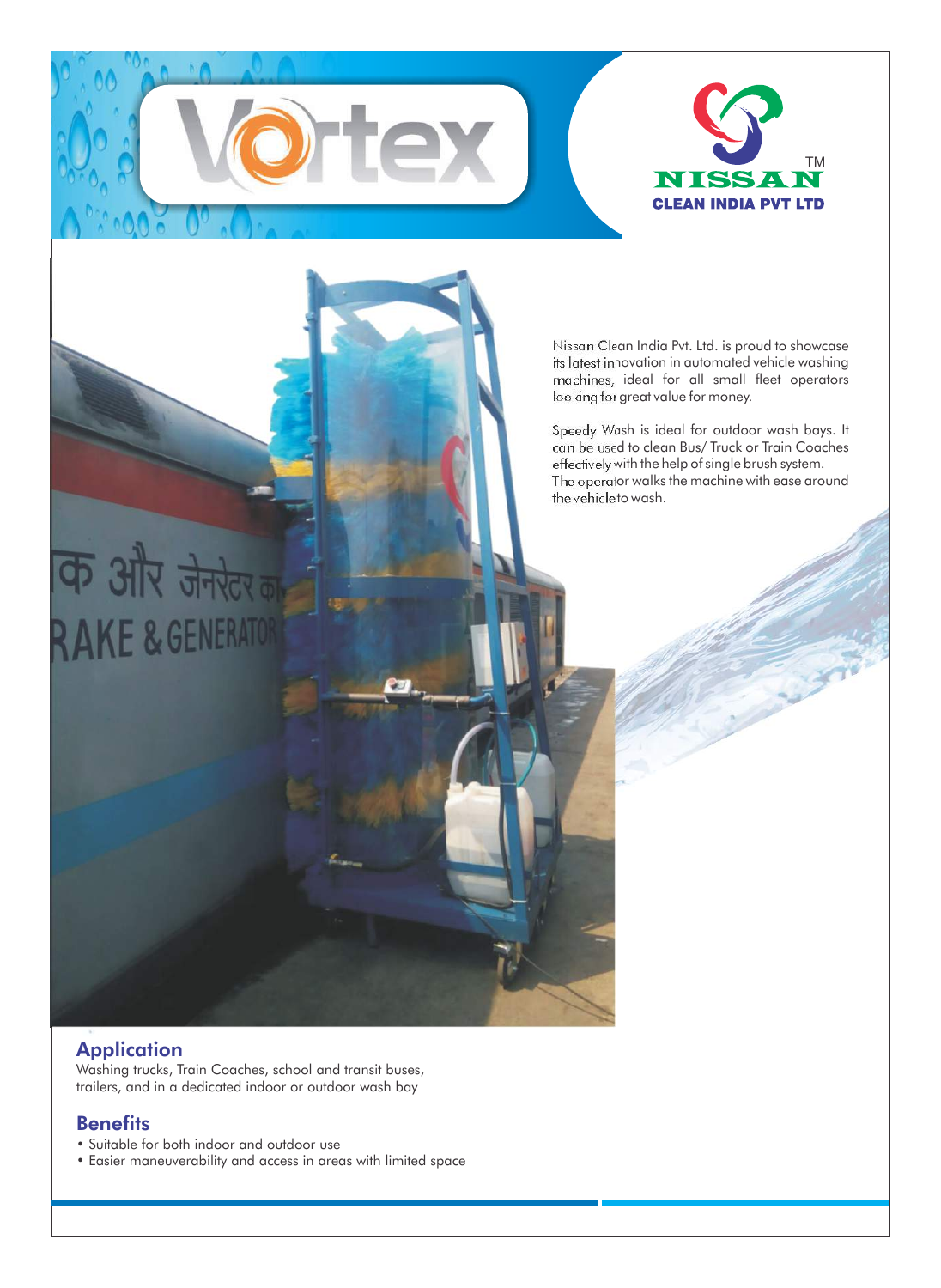# Vortex

NISSAN™
CLEAN INDIA PVT LTD

Nissan Clean India Pvt. Ltd. is proud to showcase its latest innovation in automated vehicle washing machines, ideal for all small fleet operators looking for great value for money.

Speedy Wash is ideal for outdoor wash bays. It can be used to clean Bus/ Truck or Train Coaches effectively with the help of single brush system. The operator walks the machine with ease around the vehicle to wash.

## Application

Washing trucks, Train Coaches, school and transit buses, trailers, and in a dedicated indoor or outdoor wash bay

## Benefits

- Suitable for both indoor and outdoor use
- Easier maneuverability and access in areas with limited space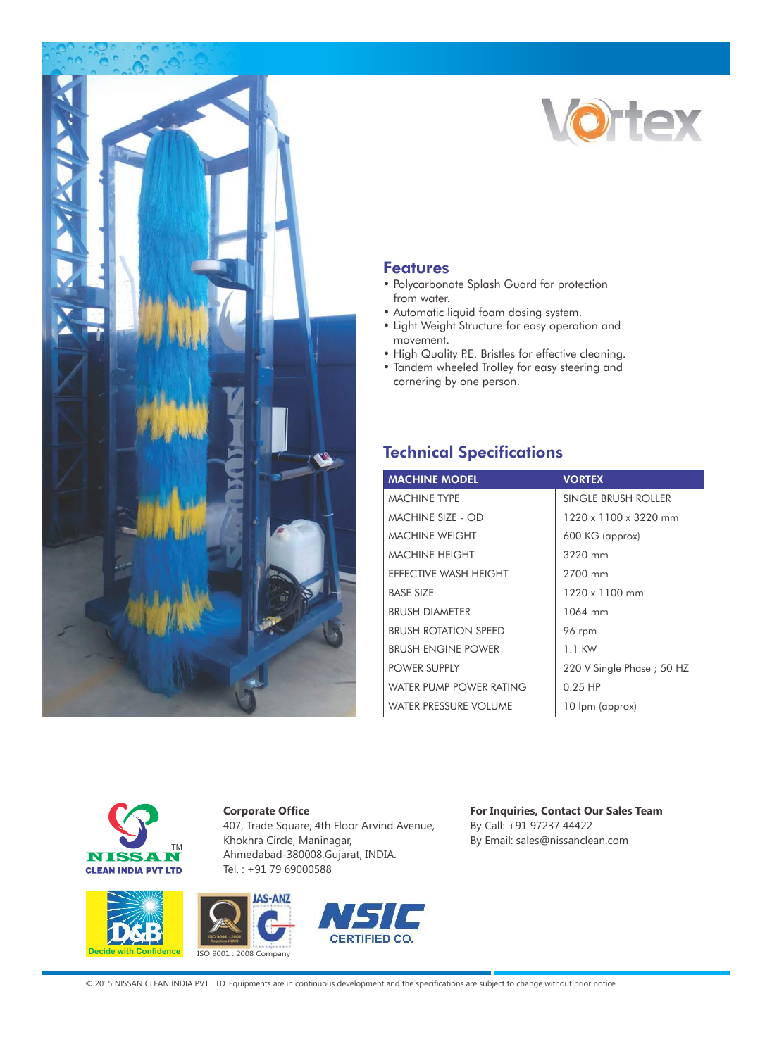# Vortex

## Features

- Polycarbonate Splash Guard for protection from water.
- Automatic liquid foam dosing system.
- Light Weight Structure for easy operation and movement.
- High Quality P.E. Bristles for effective cleaning.
- Tandem wheeled Trolley for easy steering and cornering by one person.

## Technical Specifications

| MACHINE MODEL | VORTEX |
|---|---|
| MACHINE TYPE | SINGLE BRUSH ROLLER |
| MACHINE SIZE - OD | 1220 x 1100 x 3220 mm |
| MACHINE WEIGHT | 600 KG (approx) |
| MACHINE HEIGHT | 3220 mm |
| EFFECTIVE WASH HEIGHT | 2700 mm |
| BASE SIZE | 1220 x 1100 mm |
| BRUSH DIAMETER | 1064 mm |
| BRUSH ROTATION SPEED | 96 rpm |
| BRUSH ENGINE POWER | 1.1 KW |
| POWER SUPPLY | 220 V Single Phase ; 50 HZ |
| WATER PUMP POWER RATING | 0.25 HP |
| WATER PRESSURE VOLUME | 10 lpm (approx) |

NISSAN™ CLEAN INDIA PVT LTD

**Corporate Office**
407, Trade Square, 4th Floor Arvind Avenue,
Khokhra Circle, Maninagar,
Ahmedabad-380008.Gujarat, INDIA.
Tel. : +91 79 69000588

**For Inquiries, Contact Our Sales Team**
By Call: +91 97237 44422
By Email: sales@nissanclean.com

D&B Decide with Confidence

JAS-ANZ ISO 9001 : 2008 Company

NSIC CERTIFIED CO.

© 2015 NISSAN CLEAN INDIA PVT. LTD. Equipments are in continuous development and the specifications are subject to change without prior notice